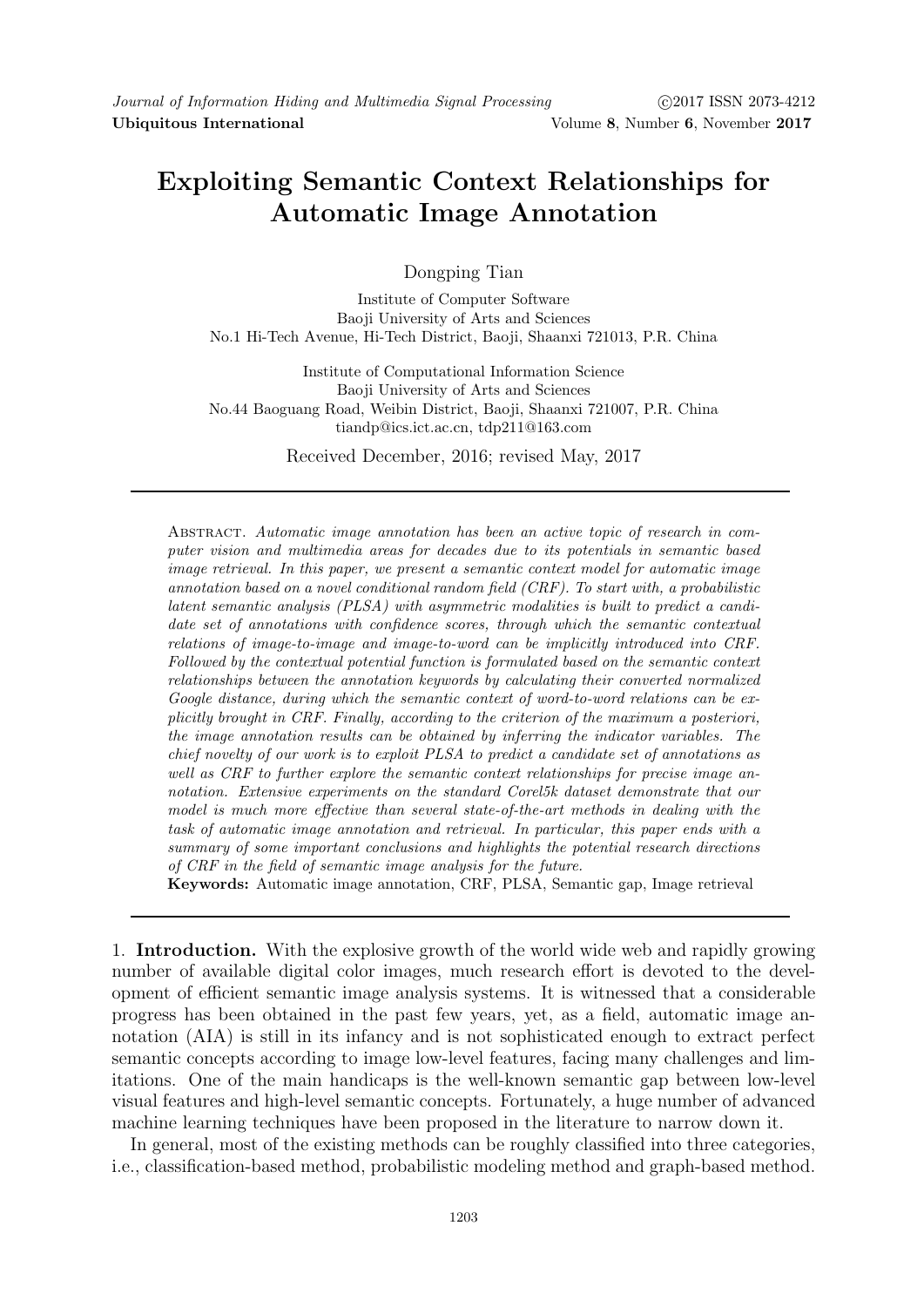# Exploiting Semantic Context Relationships for Automatic Image Annotation

Dongping Tian

Institute of Computer Software
Baoji University of Arts and Sciences
No.1 Hi-Tech Avenue, Hi-Tech District, Baoji, Shaanxi 721013, P.R. China

Institute of Computational Information Science
Baoji University of Arts and Sciences
No.44 Baoguang Road, Weibin District, Baoji, Shaanxi 721007, P.R. China
tiandp@ics.ict.ac.cn, tdp211@163.com

Received December, 2016; revised May, 2017

---

Abstract. *Automatic image annotation has been an active topic of research in computer vision and multimedia areas for decades due to its potentials in semantic based image retrieval. In this paper, we present a semantic context model for automatic image annotation based on a novel conditional random field (CRF). To start with, a probabilistic latent semantic analysis (PLSA) with asymmetric modalities is built to predict a candidate set of annotations with confidence scores, through which the semantic contextual relations of image-to-image and image-to-word can be implicitly introduced into CRF. Followed by the contextual potential function is formulated based on the semantic context relationships between the annotation keywords by calculating their converted normalized Google distance, during which the semantic context of word-to-word relations can be explicitly brought in CRF. Finally, according to the criterion of the maximum a posteriori, the image annotation results can be obtained by inferring the indicator variables. The chief novelty of our work is to exploit PLSA to predict a candidate set of annotations as well as CRF to further explore the semantic context relationships for precise image annotation. Extensive experiments on the standard Corel5k dataset demonstrate that our model is much more effective than several state-of-the-art methods in dealing with the task of automatic image annotation and retrieval. In particular, this paper ends with a summary of some important conclusions and highlights the potential research directions of CRF in the field of semantic image analysis for the future.*

**Keywords:** Automatic image annotation, CRF, PLSA, Semantic gap, Image retrieval

---

## 1. Introduction.

With the explosive growth of the world wide web and rapidly growing number of available digital color images, much research effort is devoted to the development of efficient semantic image analysis systems. It is witnessed that a considerable progress has been obtained in the past few years, yet, as a field, automatic image annotation (AIA) is still in its infancy and is not sophisticated enough to extract perfect semantic concepts according to image low-level features, facing many challenges and limitations. One of the main handicaps is the well-known semantic gap between low-level visual features and high-level semantic concepts. Fortunately, a huge number of advanced machine learning techniques have been proposed in the literature to narrow down it.

In general, most of the existing methods can be roughly classified into three categories, i.e., classification-based method, probabilistic modeling method and graph-based method.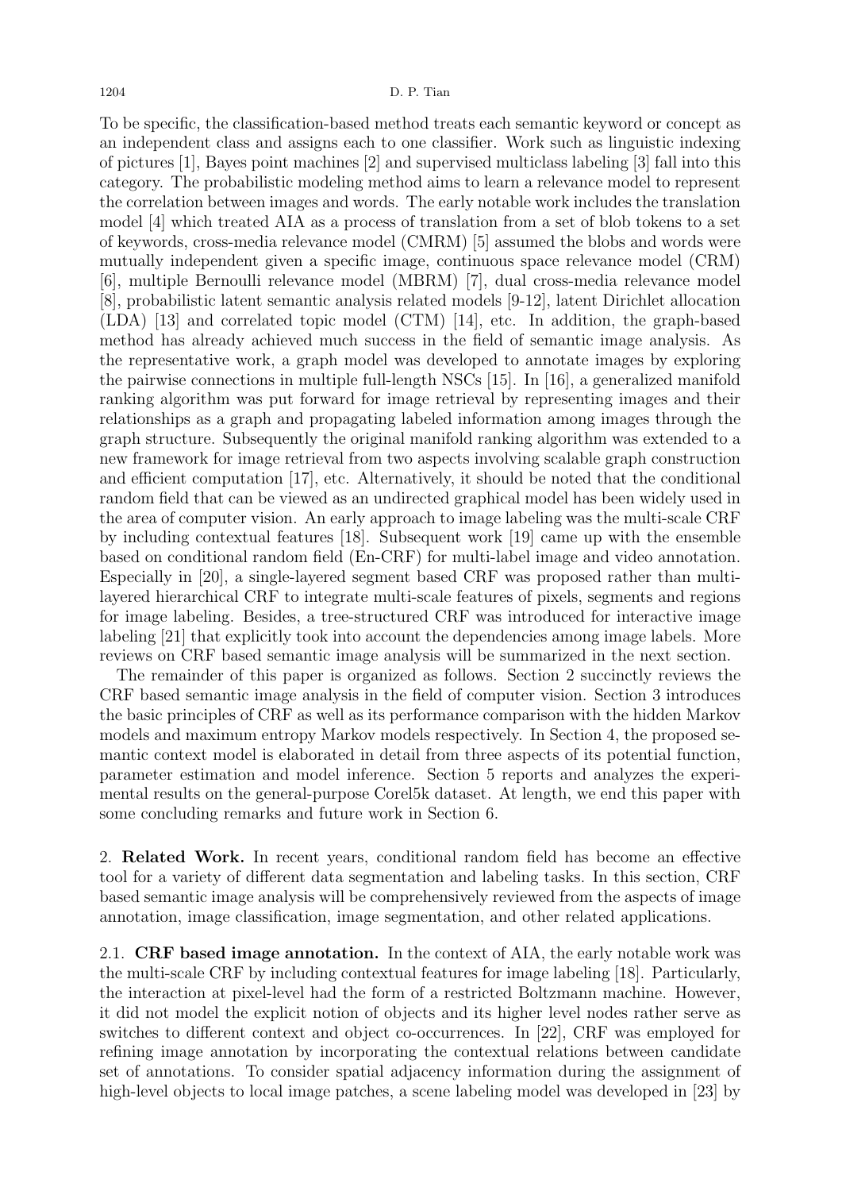To be specific, the classification-based method treats each semantic keyword or concept as an independent class and assigns each to one classifier. Work such as linguistic indexing of pictures [1], Bayes point machines [2] and supervised multiclass labeling [3] fall into this category. The probabilistic modeling method aims to learn a relevance model to represent the correlation between images and words. The early notable work includes the translation model [4] which treated AIA as a process of translation from a set of blob tokens to a set of keywords, cross-media relevance model (CMRM) [5] assumed the blobs and words were mutually independent given a specific image, continuous space relevance model (CRM) [6], multiple Bernoulli relevance model (MBRM) [7], dual cross-media relevance model [8], probabilistic latent semantic analysis related models [9-12], latent Dirichlet allocation (LDA) [13] and correlated topic model (CTM) [14], etc. In addition, the graph-based method has already achieved much success in the field of semantic image analysis. As the representative work, a graph model was developed to annotate images by exploring the pairwise connections in multiple full-length NSCs [15]. In [16], a generalized manifold ranking algorithm was put forward for image retrieval by representing images and their relationships as a graph and propagating labeled information among images through the graph structure. Subsequently the original manifold ranking algorithm was extended to a new framework for image retrieval from two aspects involving scalable graph construction and efficient computation [17], etc. Alternatively, it should be noted that the conditional random field that can be viewed as an undirected graphical model has been widely used in the area of computer vision. An early approach to image labeling was the multi-scale CRF by including contextual features [18]. Subsequent work [19] came up with the ensemble based on conditional random field (En-CRF) for multi-label image and video annotation. Especially in [20], a single-layered segment based CRF was proposed rather than multi-layered hierarchical CRF to integrate multi-scale features of pixels, segments and regions for image labeling. Besides, a tree-structured CRF was introduced for interactive image labeling [21] that explicitly took into account the dependencies among image labels. More reviews on CRF based semantic image analysis will be summarized in the next section.

The remainder of this paper is organized as follows. Section 2 succinctly reviews the CRF based semantic image analysis in the field of computer vision. Section 3 introduces the basic principles of CRF as well as its performance comparison with the hidden Markov models and maximum entropy Markov models respectively. In Section 4, the proposed semantic context model is elaborated in detail from three aspects of its potential function, parameter estimation and model inference. Section 5 reports and analyzes the experimental results on the general-purpose Corel5k dataset. At length, we end this paper with some concluding remarks and future work in Section 6.

## 2. **Related Work.**

In recent years, conditional random field has become an effective tool for a variety of different data segmentation and labeling tasks. In this section, CRF based semantic image analysis will be comprehensively reviewed from the aspects of image annotation, image classification, image segmentation, and other related applications.

### 2.1. **CRF based image annotation.**

In the context of AIA, the early notable work was the multi-scale CRF by including contextual features for image labeling [18]. Particularly, the interaction at pixel-level had the form of a restricted Boltzmann machine. However, it did not model the explicit notion of objects and its higher level nodes rather serve as switches to different context and object co-occurrences. In [22], CRF was employed for refining image annotation by incorporating the contextual relations between candidate set of annotations. To consider spatial adjacency information during the assignment of high-level objects to local image patches, a scene labeling model was developed in [23] by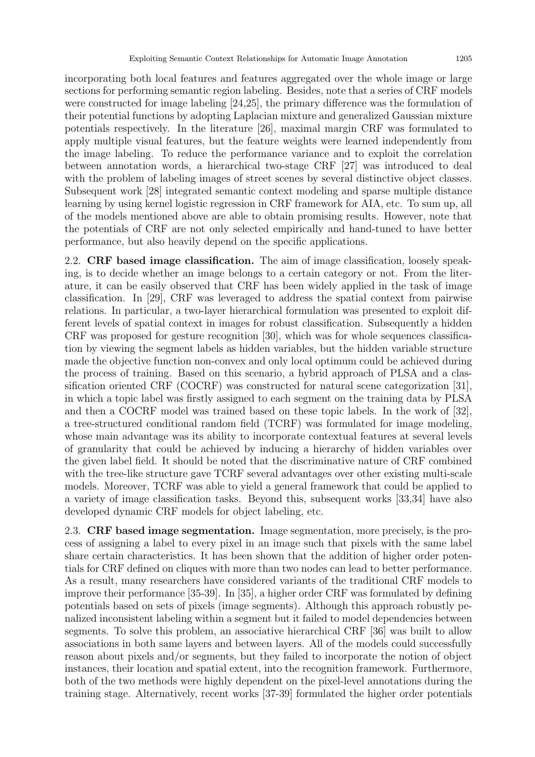incorporating both local features and features aggregated over the whole image or large sections for performing semantic region labeling. Besides, note that a series of CRF models were constructed for image labeling [24,25], the primary difference was the formulation of their potential functions by adopting Laplacian mixture and generalized Gaussian mixture potentials respectively. In the literature [26], maximal margin CRF was formulated to apply multiple visual features, but the feature weights were learned independently from the image labeling. To reduce the performance variance and to exploit the correlation between annotation words, a hierarchical two-stage CRF [27] was introduced to deal with the problem of labeling images of street scenes by several distinctive object classes. Subsequent work [28] integrated semantic context modeling and sparse multiple distance learning by using kernel logistic regression in CRF framework for AIA, etc. To sum up, all of the models mentioned above are able to obtain promising results. However, note that the potentials of CRF are not only selected empirically and hand-tuned to have better performance, but also heavily depend on the specific applications.

2.2. **CRF based image classification.** The aim of image classification, loosely speaking, is to decide whether an image belongs to a certain category or not. From the literature, it can be easily observed that CRF has been widely applied in the task of image classification. In [29], CRF was leveraged to address the spatial context from pairwise relations. In particular, a two-layer hierarchical formulation was presented to exploit different levels of spatial context in images for robust classification. Subsequently a hidden CRF was proposed for gesture recognition [30], which was for whole sequences classification by viewing the segment labels as hidden variables, but the hidden variable structure made the objective function non-convex and only local optimum could be achieved during the process of training. Based on this scenario, a hybrid approach of PLSA and a classification oriented CRF (COCRF) was constructed for natural scene categorization [31], in which a topic label was firstly assigned to each segment on the training data by PLSA and then a COCRF model was trained based on these topic labels. In the work of [32], a tree-structured conditional random field (TCRF) was formulated for image modeling, whose main advantage was its ability to incorporate contextual features at several levels of granularity that could be achieved by inducing a hierarchy of hidden variables over the given label field. It should be noted that the discriminative nature of CRF combined with the tree-like structure gave TCRF several advantages over other existing multi-scale models. Moreover, TCRF was able to yield a general framework that could be applied to a variety of image classification tasks. Beyond this, subsequent works [33,34] have also developed dynamic CRF models for object labeling, etc.

2.3. **CRF based image segmentation.** Image segmentation, more precisely, is the process of assigning a label to every pixel in an image such that pixels with the same label share certain characteristics. It has been shown that the addition of higher order potentials for CRF defined on cliques with more than two nodes can lead to better performance. As a result, many researchers have considered variants of the traditional CRF models to improve their performance [35-39]. In [35], a higher order CRF was formulated by defining potentials based on sets of pixels (image segments). Although this approach robustly penalized inconsistent labeling within a segment but it failed to model dependencies between segments. To solve this problem, an associative hierarchical CRF [36] was built to allow associations in both same layers and between layers. All of the models could successfully reason about pixels and/or segments, but they failed to incorporate the notion of object instances, their location and spatial extent, into the recognition framework. Furthermore, both of the two methods were highly dependent on the pixel-level annotations during the training stage. Alternatively, recent works [37-39] formulated the higher order potentials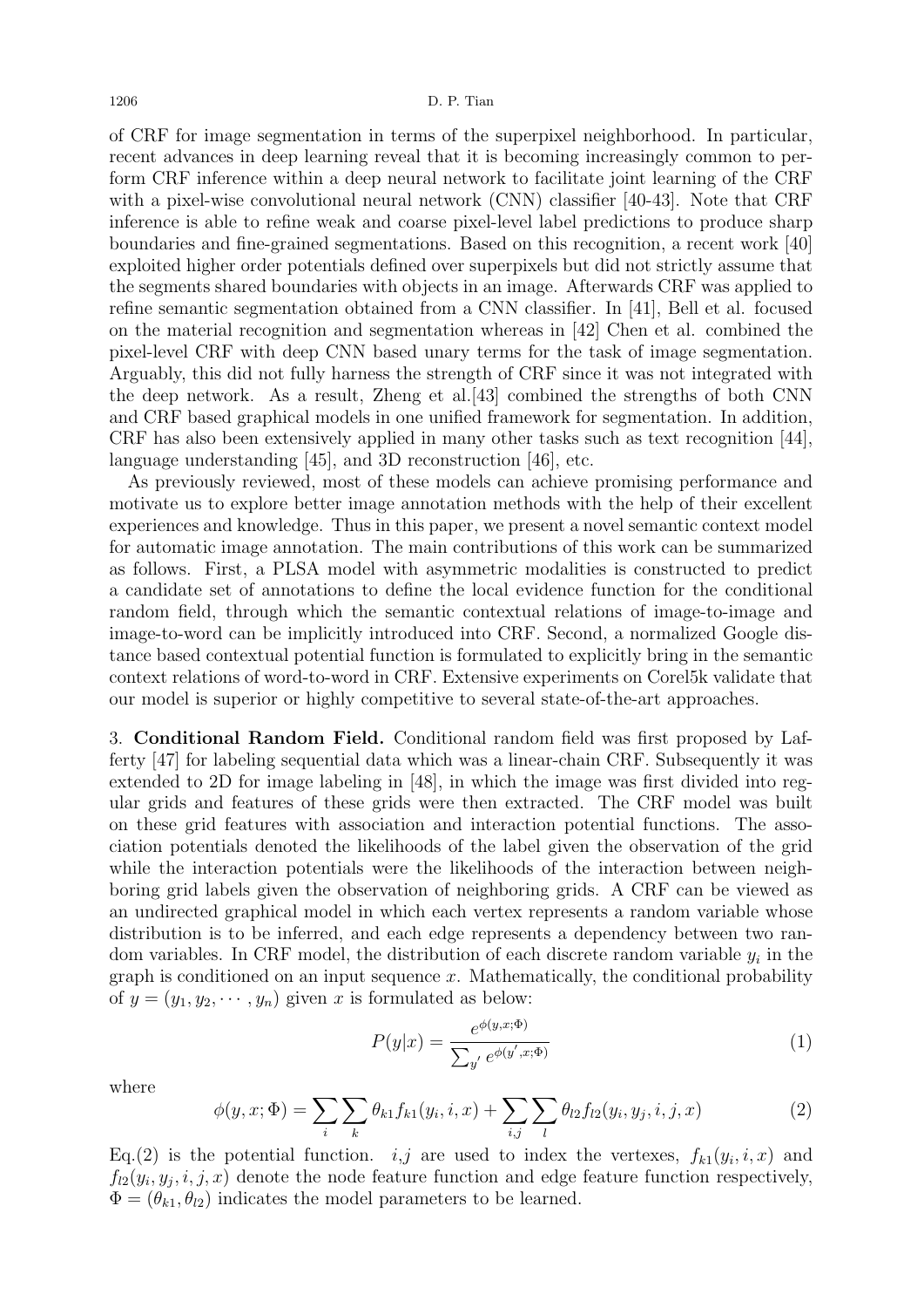of CRF for image segmentation in terms of the superpixel neighborhood. In particular, recent advances in deep learning reveal that it is becoming increasingly common to perform CRF inference within a deep neural network to facilitate joint learning of the CRF with a pixel-wise convolutional neural network (CNN) classifier [40-43]. Note that CRF inference is able to refine weak and coarse pixel-level label predictions to produce sharp boundaries and fine-grained segmentations. Based on this recognition, a recent work [40] exploited higher order potentials defined over superpixels but did not strictly assume that the segments shared boundaries with objects in an image. Afterwards CRF was applied to refine semantic segmentation obtained from a CNN classifier. In [41], Bell et al. focused on the material recognition and segmentation whereas in [42] Chen et al. combined the pixel-level CRF with deep CNN based unary terms for the task of image segmentation. Arguably, this did not fully harness the strength of CRF since it was not integrated with the deep network. As a result, Zheng et al.[43] combined the strengths of both CNN and CRF based graphical models in one unified framework for segmentation. In addition, CRF has also been extensively applied in many other tasks such as text recognition [44], language understanding [45], and 3D reconstruction [46], etc.

As previously reviewed, most of these models can achieve promising performance and motivate us to explore better image annotation methods with the help of their excellent experiences and knowledge. Thus in this paper, we present a novel semantic context model for automatic image annotation. The main contributions of this work can be summarized as follows. First, a PLSA model with asymmetric modalities is constructed to predict a candidate set of annotations to define the local evidence function for the conditional random field, through which the semantic contextual relations of image-to-image and image-to-word can be implicitly introduced into CRF. Second, a normalized Google distance based contextual potential function is formulated to explicitly bring in the semantic context relations of word-to-word in CRF. Extensive experiments on Corel5k validate that our model is superior or highly competitive to several state-of-the-art approaches.

## 3. Conditional Random Field.

Conditional random field was first proposed by Lafferty [47] for labeling sequential data which was a linear-chain CRF. Subsequently it was extended to 2D for image labeling in [48], in which the image was first divided into regular grids and features of these grids were then extracted. The CRF model was built on these grid features with association and interaction potential functions. The association potentials denoted the likelihoods of the label given the observation of the grid while the interaction potentials were the likelihoods of the interaction between neighboring grid labels given the observation of neighboring grids. A CRF can be viewed as an undirected graphical model in which each vertex represents a random variable whose distribution is to be inferred, and each edge represents a dependency between two random variables. In CRF model, the distribution of each discrete random variable $y_i$ in the graph is conditioned on an input sequence $x$. Mathematically, the conditional probability of $y = (y_1, y_2, \cdots, y_n)$ given $x$ is formulated as below:

$$P(y|x) = \frac{e^{\phi(y,x;\Phi)}}{\sum_{y'} e^{\phi(y',x;\Phi)}} \tag{1}$$

where

$$\phi(y, x; \Phi) = \sum_{i} \sum_{k} \theta_{k1} f_{k1}(y_i, i, x) + \sum_{i,j} \sum_{l} \theta_{l2} f_{l2}(y_i, y_j, i, j, x) \tag{2}$$

Eq.(2) is the potential function. $i$,$j$ are used to index the vertexes, $f_{k1}(y_i, i, x)$ and $f_{l2}(y_i, y_j, i, j, x)$ denote the node feature function and edge feature function respectively, $\Phi = (\theta_{k1}, \theta_{l2})$ indicates the model parameters to be learned.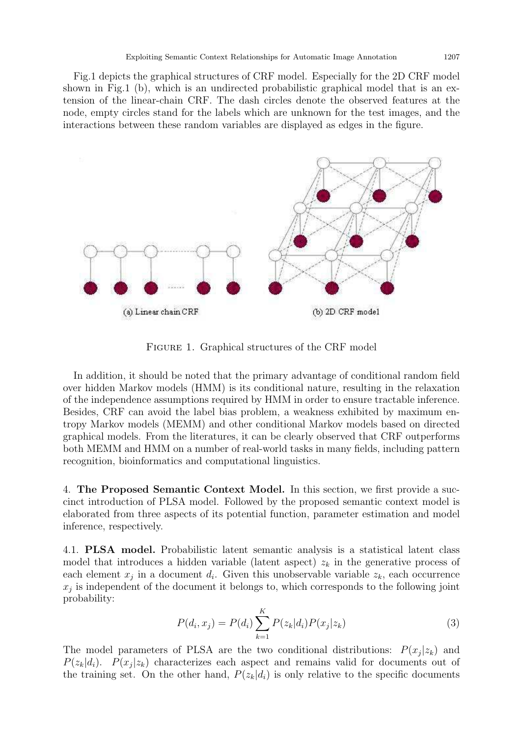Fig.1 depicts the graphical structures of CRF model. Especially for the 2D CRF model shown in Fig.1 (b), which is an undirected probabilistic graphical model that is an extension of the linear-chain CRF. The dash circles denote the observed features at the node, empty circles stand for the labels which are unknown for the test images, and the interactions between these random variables are displayed as edges in the figure.

(a) Linear chain CRF

(b) 2D CRF model

FIGURE 1. Graphical structures of the CRF model

In addition, it should be noted that the primary advantage of conditional random field over hidden Markov models (HMM) is its conditional nature, resulting in the relaxation of the independence assumptions required by HMM in order to ensure tractable inference. Besides, CRF can avoid the label bias problem, a weakness exhibited by maximum entropy Markov models (MEMM) and other conditional Markov models based on directed graphical models. From the literatures, it can be clearly observed that CRF outperforms both MEMM and HMM on a number of real-world tasks in many fields, including pattern recognition, bioinformatics and computational linguistics.

## 4. The Proposed Semantic Context Model.

In this section, we first provide a succinct introduction of PLSA model. Followed by the proposed semantic context model is elaborated from three aspects of its potential function, parameter estimation and model inference, respectively.

### 4.1. PLSA model.

Probabilistic latent semantic analysis is a statistical latent class model that introduces a hidden variable (latent aspect) $z_k$ in the generative process of each element $x_j$ in a document $d_i$. Given this unobservable variable $z_k$, each occurrence $x_j$ is independent of the document it belongs to, which corresponds to the following joint probability:

$$P(d_i, x_j) = P(d_i) \sum_{k=1}^{K} P(z_k|d_i) P(x_j|z_k) \tag{3}$$

The model parameters of PLSA are the two conditional distributions: $P(x_j|z_k)$ and $P(z_k|d_i)$. $P(x_j|z_k)$ characterizes each aspect and remains valid for documents out of the training set. On the other hand, $P(z_k|d_i)$ is only relative to the specific documents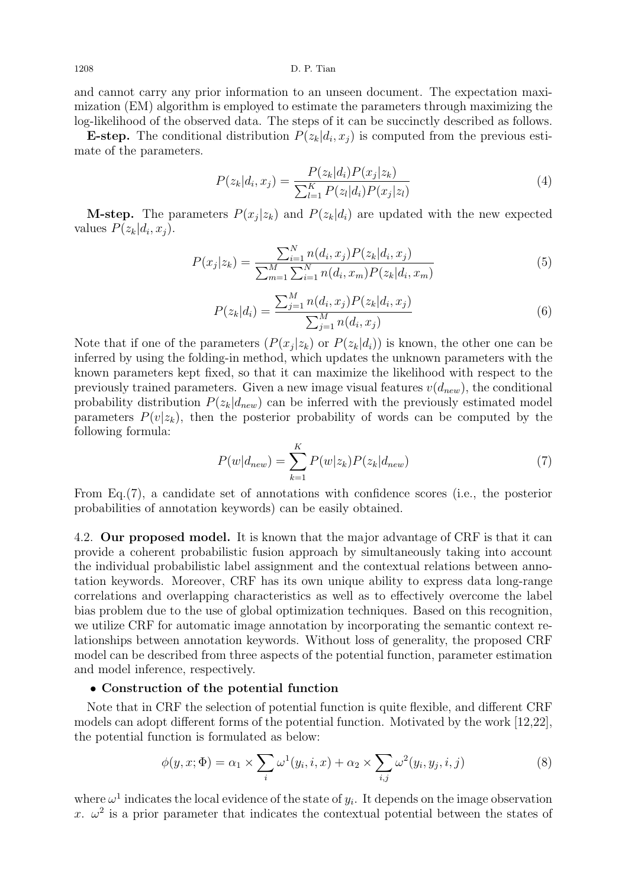and cannot carry any prior information to an unseen document. The expectation maximization (EM) algorithm is employed to estimate the parameters through maximizing the log-likelihood of the observed data. The steps of it can be succinctly described as follows.

**E-step.** The conditional distribution $P(z_k|d_i, x_j)$ is computed from the previous estimate of the parameters.

$$P(z_k|d_i, x_j) = \frac{P(z_k|d_i)P(x_j|z_k)}{\sum_{l=1}^{K} P(z_l|d_i)P(x_j|z_l)} \tag{4}$$

**M-step.** The parameters $P(x_j|z_k)$ and $P(z_k|d_i)$ are updated with the new expected values $P(z_k|d_i, x_j)$.

$$P(x_j|z_k) = \frac{\sum_{i=1}^{N} n(d_i, x_j)P(z_k|d_i, x_j)}{\sum_{m=1}^{M}\sum_{i=1}^{N} n(d_i, x_m)P(z_k|d_i, x_m)} \tag{5}$$

$$P(z_k|d_i) = \frac{\sum_{j=1}^{M} n(d_i, x_j)P(z_k|d_i, x_j)}{\sum_{j=1}^{M} n(d_i, x_j)} \tag{6}$$

Note that if one of the parameters ($P(x_j|z_k)$ or $P(z_k|d_i)$) is known, the other one can be inferred by using the folding-in method, which updates the unknown parameters with the known parameters kept fixed, so that it can maximize the likelihood with respect to the previously trained parameters. Given a new image visual features $v(d_{new})$, the conditional probability distribution $P(z_k|d_{new})$ can be inferred with the previously estimated model parameters $P(v|z_k)$, then the posterior probability of words can be computed by the following formula:

$$P(w|d_{new}) = \sum_{k=1}^{K} P(w|z_k)P(z_k|d_{new}) \tag{7}$$

From Eq.(7), a candidate set of annotations with confidence scores (i.e., the posterior probabilities of annotation keywords) can be easily obtained.

4.2. **Our proposed model.** It is known that the major advantage of CRF is that it can provide a coherent probabilistic fusion approach by simultaneously taking into account the individual probabilistic label assignment and the contextual relations between annotation keywords. Moreover, CRF has its own unique ability to express data long-range correlations and overlapping characteristics as well as to effectively overcome the label bias problem due to the use of global optimization techniques. Based on this recognition, we utilize CRF for automatic image annotation by incorporating the semantic context relationships between annotation keywords. Without loss of generality, the proposed CRF model can be described from three aspects of the potential function, parameter estimation and model inference, respectively.

- **Construction of the potential function**

Note that in CRF the selection of potential function is quite flexible, and different CRF models can adopt different forms of the potential function. Motivated by the work [12,22], the potential function is formulated as below:

$$\phi(y, x; \Phi) = \alpha_1 \times \sum_i \omega^1(y_i, i, x) + \alpha_2 \times \sum_{i,j} \omega^2(y_i, y_j, i, j) \tag{8}$$

where $\omega^1$ indicates the local evidence of the state of $y_i$. It depends on the image observation $x$. $\omega^2$ is a prior parameter that indicates the contextual potential between the states of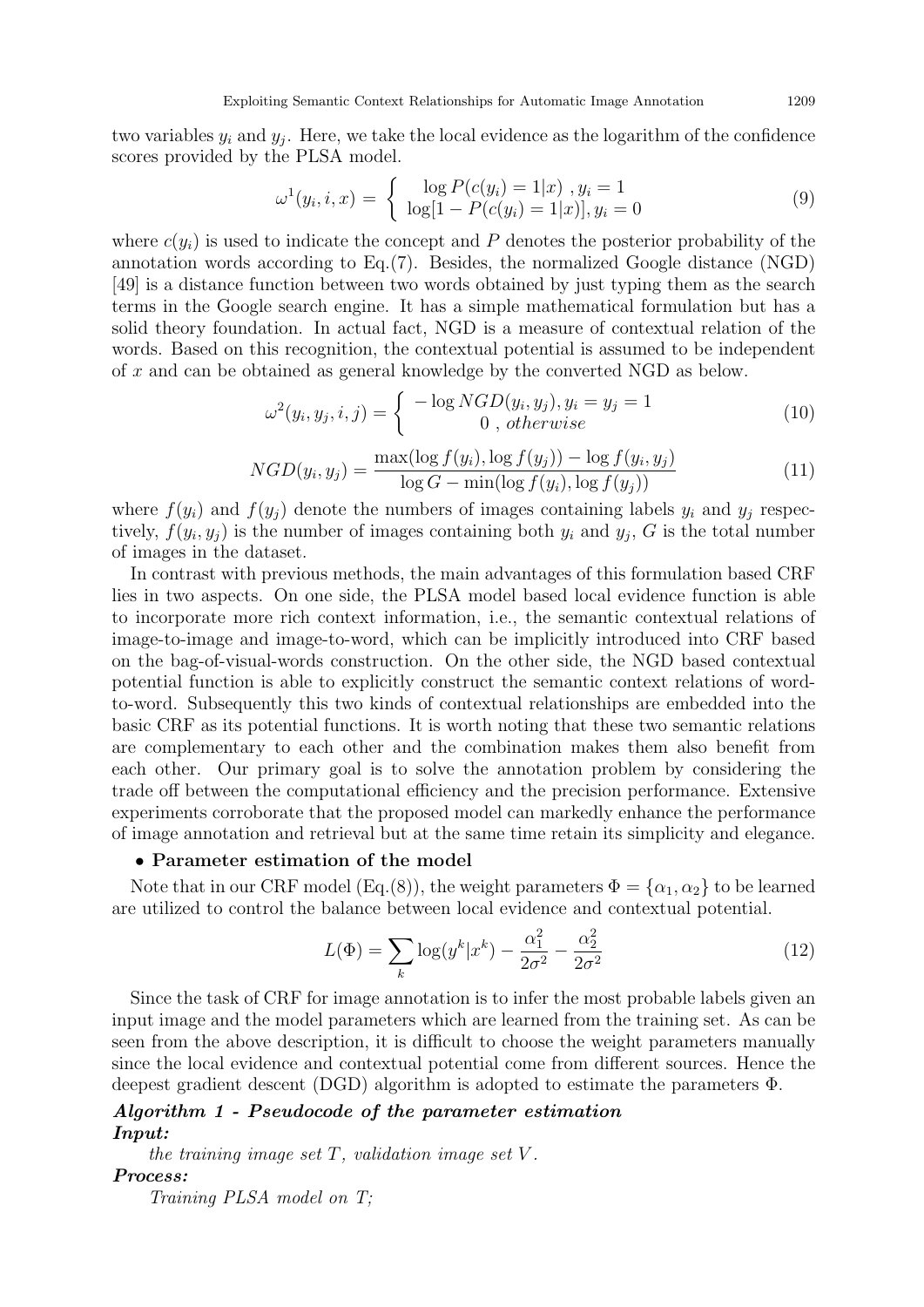two variables $y_i$ and $y_j$. Here, we take the local evidence as the logarithm of the confidence scores provided by the PLSA model.

$$\omega^1(y_i, i, x) = \begin{cases} \log P(c(y_i) = 1|x) \; , y_i = 1 \\ \log[1 - P(c(y_i) = 1|x)], y_i = 0 \end{cases} \tag{9}$$

where $c(y_i)$ is used to indicate the concept and $P$ denotes the posterior probability of the annotation words according to Eq.(7). Besides, the normalized Google distance (NGD) [49] is a distance function between two words obtained by just typing them as the search terms in the Google search engine. It has a simple mathematical formulation but has a solid theory foundation. In actual fact, NGD is a measure of contextual relation of the words. Based on this recognition, the contextual potential is assumed to be independent of $x$ and can be obtained as general knowledge by the converted NGD as below.

$$\omega^2(y_i, y_j, i, j) = \begin{cases} -\log NGD(y_i, y_j), y_i = y_j = 1 \\ 0 \; , \, otherwise \end{cases} \tag{10}$$

$$NGD(y_i, y_j) = \frac{\max(\log f(y_i), \log f(y_j)) - \log f(y_i, y_j)}{\log G - \min(\log f(y_i), \log f(y_j))} \tag{11}$$

where $f(y_i)$ and $f(y_j)$ denote the numbers of images containing labels $y_i$ and $y_j$ respectively, $f(y_i, y_j)$ is the number of images containing both $y_i$ and $y_j$, $G$ is the total number of images in the dataset.

In contrast with previous methods, the main advantages of this formulation based CRF lies in two aspects. On one side, the PLSA model based local evidence function is able to incorporate more rich context information, i.e., the semantic contextual relations of image-to-image and image-to-word, which can be implicitly introduced into CRF based on the bag-of-visual-words construction. On the other side, the NGD based contextual potential function is able to explicitly construct the semantic context relations of word-to-word. Subsequently this two kinds of contextual relationships are embedded into the basic CRF as its potential functions. It is worth noting that these two semantic relations are complementary to each other and the combination makes them also benefit from each other. Our primary goal is to solve the annotation problem by considering the trade off between the computational efficiency and the precision performance. Extensive experiments corroborate that the proposed model can markedly enhance the performance of image annotation and retrieval but at the same time retain its simplicity and elegance.

- **Parameter estimation of the model**

Note that in our CRF model (Eq.(8)), the weight parameters $\Phi = \{\alpha_1, \alpha_2\}$ to be learned are utilized to control the balance between local evidence and contextual potential.

$$L(\Phi) = \sum_k \log(y^k|x^k) - \frac{\alpha_1^2}{2\sigma^2} - \frac{\alpha_2^2}{2\sigma^2} \tag{12}$$

Since the task of CRF for image annotation is to infer the most probable labels given an input image and the model parameters which are learned from the training set. As can be seen from the above description, it is difficult to choose the weight parameters manually since the local evidence and contextual potential come from different sources. Hence the deepest gradient descent (DGD) algorithm is adopted to estimate the parameters $\Phi$.

***Algorithm 1 - Pseudocode of the parameter estimation***

***Input:***

*the training image set $T$, validation image set $V$.*

***Process:***

*Training PLSA model on T;*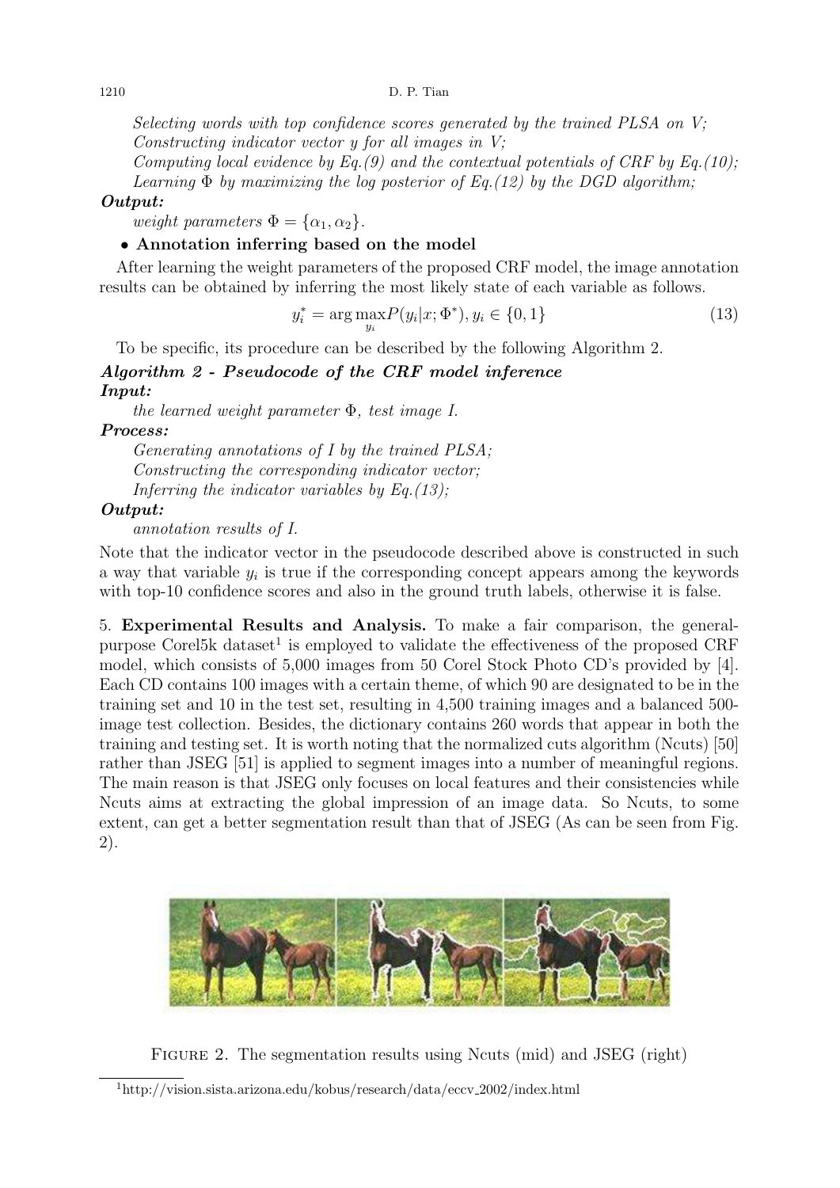*Selecting words with top confidence scores generated by the trained PLSA on V;*
*Constructing indicator vector y for all images in V;*
*Computing local evidence by Eq.(9) and the contextual potentials of CRF by Eq.(10);*
*Learning $\Phi$ by maximizing the log posterior of Eq.(12) by the DGD algorithm;*

***Output:***

*weight parameters $\Phi = \{\alpha_1, \alpha_2\}$.*

- **Annotation inferring based on the model**

After learning the weight parameters of the proposed CRF model, the image annotation results can be obtained by inferring the most likely state of each variable as follows.

$$y_i^* = \arg\max_{y_i} P(y_i|x;\Phi^*), y_i \in \{0,1\} \tag{13}$$

To be specific, its procedure can be described by the following Algorithm 2.

***Algorithm 2 - Pseudocode of the CRF model inference***

***Input:***

*the learned weight parameter $\Phi$, test image I.*

***Process:***

*Generating annotations of I by the trained PLSA;*
*Constructing the corresponding indicator vector;*
*Inferring the indicator variables by Eq.(13);*

***Output:***

*annotation results of I.*

Note that the indicator vector in the pseudocode described above is constructed in such a way that variable $y_i$ is true if the corresponding concept appears among the keywords with top-10 confidence scores and also in the ground truth labels, otherwise it is false.

## 5. Experimental Results and Analysis.

To make a fair comparison, the general-purpose Corel5k dataset[1] is employed to validate the effectiveness of the proposed CRF model, which consists of 5,000 images from 50 Corel Stock Photo CD's provided by [4]. Each CD contains 100 images with a certain theme, of which 90 are designated to be in the training set and 10 in the test set, resulting in 4,500 training images and a balanced 500-image test collection. Besides, the dictionary contains 260 words that appear in both the training and testing set. It is worth noting that the normalized cuts algorithm (Ncuts) [50] rather than JSEG [51] is applied to segment images into a number of meaningful regions. The main reason is that JSEG only focuses on local features and their consistencies while Ncuts aims at extracting the global impression of an image data. So Ncuts, to some extent, can get a better segmentation result than that of JSEG (As can be seen from Fig. 2).

Figure 2. The segmentation results using Ncuts (mid) and JSEG (right)

[1] http://vision.sista.arizona.edu/kobus/research/data/eccv_2002/index.html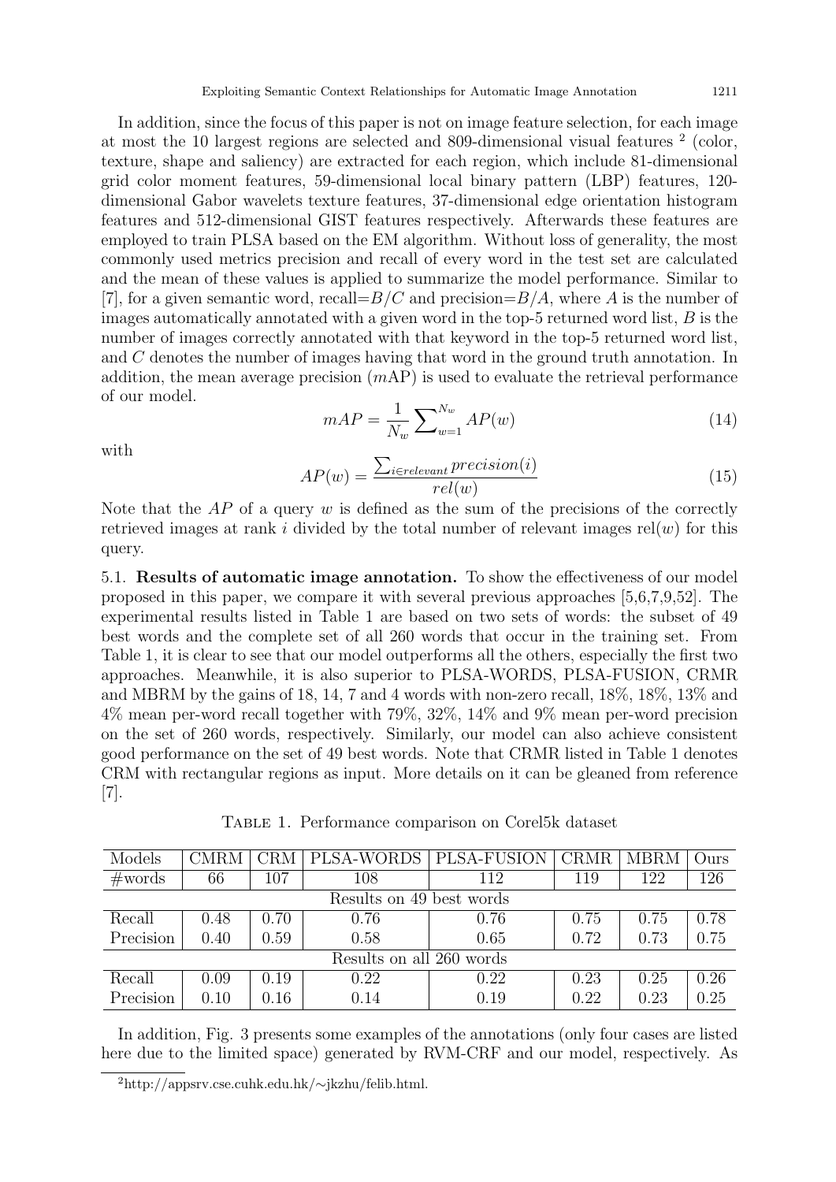In addition, since the focus of this paper is not on image feature selection, for each image at most the 10 largest regions are selected and 809-dimensional visual features [2] (color, texture, shape and saliency) are extracted for each region, which include 81-dimensional grid color moment features, 59-dimensional local binary pattern (LBP) features, 120-dimensional Gabor wavelets texture features, 37-dimensional edge orientation histogram features and 512-dimensional GIST features respectively. Afterwards these features are employed to train PLSA based on the EM algorithm. Without loss of generality, the most commonly used metrics precision and recall of every word in the test set are calculated and the mean of these values is applied to summarize the model performance. Similar to [7], for a given semantic word, recall=$B/C$ and precision=$B/A$, where $A$ is the number of images automatically annotated with a given word in the top-5 returned word list, $B$ is the number of images correctly annotated with that keyword in the top-5 returned word list, and $C$ denotes the number of images having that word in the ground truth annotation. In addition, the mean average precision ($m$AP) is used to evaluate the retrieval performance of our model.

$$mAP = \frac{1}{N_w} \sum\nolimits_{w=1}^{N_w} AP(w) \tag{14}$$

with

$$AP(w) = \frac{\sum_{i \in relevant} precision(i)}{rel(w)} \tag{15}$$

Note that the $AP$ of a query $w$ is defined as the sum of the precisions of the correctly retrieved images at rank $i$ divided by the total number of relevant images rel($w$) for this query.

5.1. **Results of automatic image annotation.** To show the effectiveness of our model proposed in this paper, we compare it with several previous approaches [5,6,7,9,52]. The experimental results listed in Table 1 are based on two sets of words: the subset of 49 best words and the complete set of all 260 words that occur in the training set. From Table 1, it is clear to see that our model outperforms all the others, especially the first two approaches. Meanwhile, it is also superior to PLSA-WORDS, PLSA-FUSION, CRMR and MBRM by the gains of 18, 14, 7 and 4 words with non-zero recall, 18%, 18%, 13% and 4% mean per-word recall together with 79%, 32%, 14% and 9% mean per-word precision on the set of 260 words, respectively. Similarly, our model can also achieve consistent good performance on the set of 49 best words. Note that CRMR listed in Table 1 denotes CRM with rectangular regions as input. More details on it can be gleaned from reference [7].

Table 1. Performance comparison on Corel5k dataset

| Models | CMRM | CRM | PLSA-WORDS | PLSA-FUSION | CRMR | MBRM | Ours |
|---|---|---|---|---|---|---|---|
| #words | 66 | 107 | 108 | 112 | 119 | 122 | 126 |
| Results on 49 best words | | | | | | | |
| Recall | 0.48 | 0.70 | 0.76 | 0.76 | 0.75 | 0.75 | 0.78 |
| Precision | 0.40 | 0.59 | 0.58 | 0.65 | 0.72 | 0.73 | 0.75 |
| Results on all 260 words | | | | | | | |
| Recall | 0.09 | 0.19 | 0.22 | 0.22 | 0.23 | 0.25 | 0.26 |
| Precision | 0.10 | 0.16 | 0.14 | 0.19 | 0.22 | 0.23 | 0.25 |

In addition, Fig. 3 presents some examples of the annotations (only four cases are listed here due to the limited space) generated by RVM-CRF and our model, respectively. As

[2] http://appsrv.cse.cuhk.edu.hk/~jkzhu/felib.html.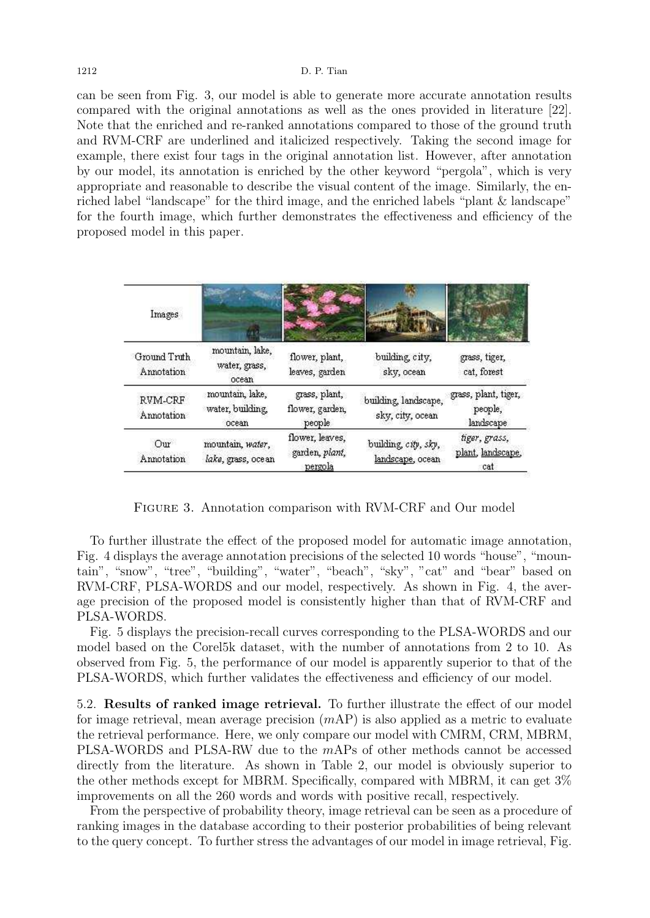can be seen from Fig. 3, our model is able to generate more accurate annotation results compared with the original annotations as well as the ones provided in literature [22]. Note that the enriched and re-ranked annotations compared to those of the ground truth and RVM-CRF are underlined and italicized respectively. Taking the second image for example, there exist four tags in the original annotation list. However, after annotation by our model, its annotation is enriched by the other keyword "pergola", which is very appropriate and reasonable to describe the visual content of the image. Similarly, the enriched label "landscape" for the third image, and the enriched labels "plant & landscape" for the fourth image, which further demonstrates the effectiveness and efficiency of the proposed model in this paper.

| Images | | | | |
|---|---|---|---|---|
| Ground Truth Annotation | mountain, lake, water, grass, ocean | flower, plant, leaves, garden | building, city, sky, ocean | grass, tiger, cat, forest |
| RVM-CRF Annotation | mountain, lake, water, building, ocean | grass, plant, flower, garden, people | building, landscape, sky, city, ocean | grass, plant, tiger, people, landscape |
| Our Annotation | mountain, *water*, *lake*, grass, ocean | flower, leaves, garden, *plant*, <u>pergola</u> | building, *city*, *sky*, <u>landscape</u>, ocean | *tiger*, *grass*, <u>plant</u>, <u>landscape</u>, cat |

Figure 3. Annotation comparison with RVM-CRF and Our model

To further illustrate the effect of the proposed model for automatic image annotation, Fig. 4 displays the average annotation precisions of the selected 10 words "house", "mountain", "snow", "tree", "building", "water", "beach", "sky", "cat" and "bear" based on RVM-CRF, PLSA-WORDS and our model, respectively. As shown in Fig. 4, the average precision of the proposed model is consistently higher than that of RVM-CRF and PLSA-WORDS.

Fig. 5 displays the precision-recall curves corresponding to the PLSA-WORDS and our model based on the Corel5k dataset, with the number of annotations from 2 to 10. As observed from Fig. 5, the performance of our model is apparently superior to that of the PLSA-WORDS, which further validates the effectiveness and efficiency of our model.

5.2. **Results of ranked image retrieval.** To further illustrate the effect of our model for image retrieval, mean average precision ($m$AP) is also applied as a metric to evaluate the retrieval performance. Here, we only compare our model with CMRM, CRM, MBRM, PLSA-WORDS and PLSA-RW due to the $m$APs of other methods cannot be accessed directly from the literature. As shown in Table 2, our model is obviously superior to the other methods except for MBRM. Specifically, compared with MBRM, it can get 3% improvements on all the 260 words and words with positive recall, respectively.

From the perspective of probability theory, image retrieval can be seen as a procedure of ranking images in the database according to their posterior probabilities of being relevant to the query concept. To further stress the advantages of our model in image retrieval, Fig.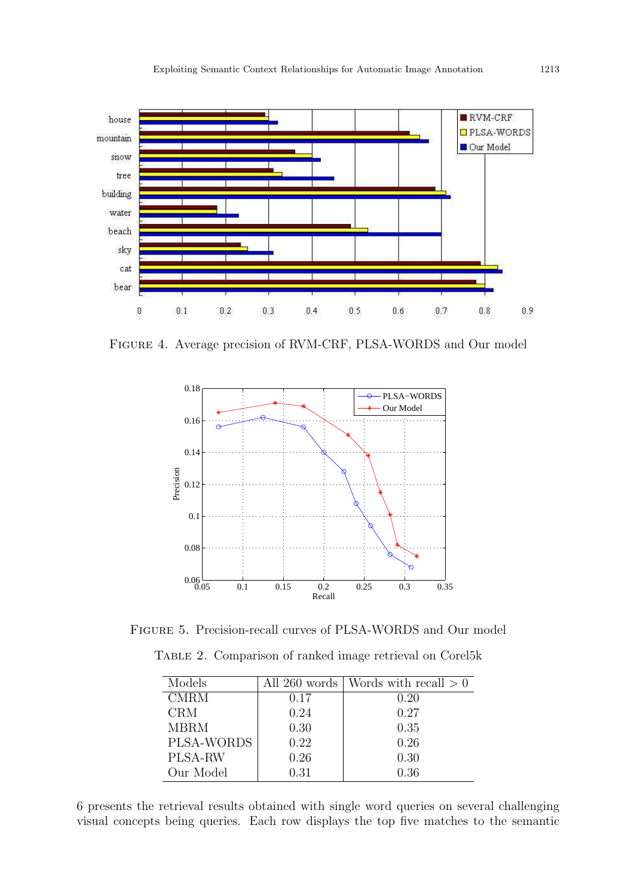Figure 4. Average precision of RVM-CRF, PLSA-WORDS and Our model

Figure 5. Precision-recall curves of PLSA-WORDS and Our model

Table 2. Comparison of ranked image retrieval on Corel5k

| Models | All 260 words | Words with recall > 0 |
|---|---|---|
| CMRM | 0.17 | 0.20 |
| CRM | 0.24 | 0.27 |
| MBRM | 0.30 | 0.35 |
| PLSA-WORDS | 0.22 | 0.26 |
| PLSA-RW | 0.26 | 0.30 |
| Our Model | 0.31 | 0.36 |

6 presents the retrieval results obtained with single word queries on several challenging visual concepts being queries. Each row displays the top five matches to the semantic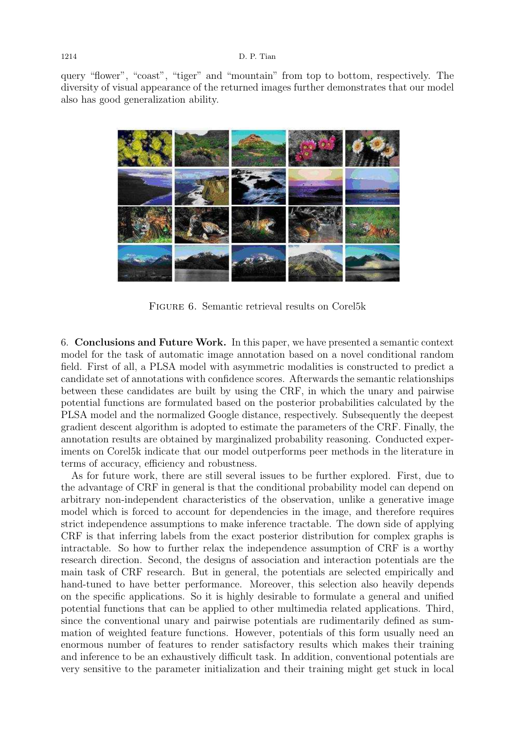query “flower”, “coast”, “tiger” and “mountain” from top to bottom, respectively. The diversity of visual appearance of the returned images further demonstrates that our model also has good generalization ability.

Figure 6. Semantic retrieval results on Corel5k

6. **Conclusions and Future Work.** In this paper, we have presented a semantic context model for the task of automatic image annotation based on a novel conditional random field. First of all, a PLSA model with asymmetric modalities is constructed to predict a candidate set of annotations with confidence scores. Afterwards the semantic relationships between these candidates are built by using the CRF, in which the unary and pairwise potential functions are formulated based on the posterior probabilities calculated by the PLSA model and the normalized Google distance, respectively. Subsequently the deepest gradient descent algorithm is adopted to estimate the parameters of the CRF. Finally, the annotation results are obtained by marginalized probability reasoning. Conducted experiments on Corel5k indicate that our model outperforms peer methods in the literature in terms of accuracy, efficiency and robustness.

As for future work, there are still several issues to be further explored. First, due to the advantage of CRF in general is that the conditional probability model can depend on arbitrary non-independent characteristics of the observation, unlike a generative image model which is forced to account for dependencies in the image, and therefore requires strict independence assumptions to make inference tractable. The down side of applying CRF is that inferring labels from the exact posterior distribution for complex graphs is intractable. So how to further relax the independence assumption of CRF is a worthy research direction. Second, the designs of association and interaction potentials are the main task of CRF research. But in general, the potentials are selected empirically and hand-tuned to have better performance. Moreover, this selection also heavily depends on the specific applications. So it is highly desirable to formulate a general and unified potential functions that can be applied to other multimedia related applications. Third, since the conventional unary and pairwise potentials are rudimentarily defined as summation of weighted feature functions. However, potentials of this form usually need an enormous number of features to render satisfactory results which makes their training and inference to be an exhaustively difficult task. In addition, conventional potentials are very sensitive to the parameter initialization and their training might get stuck in local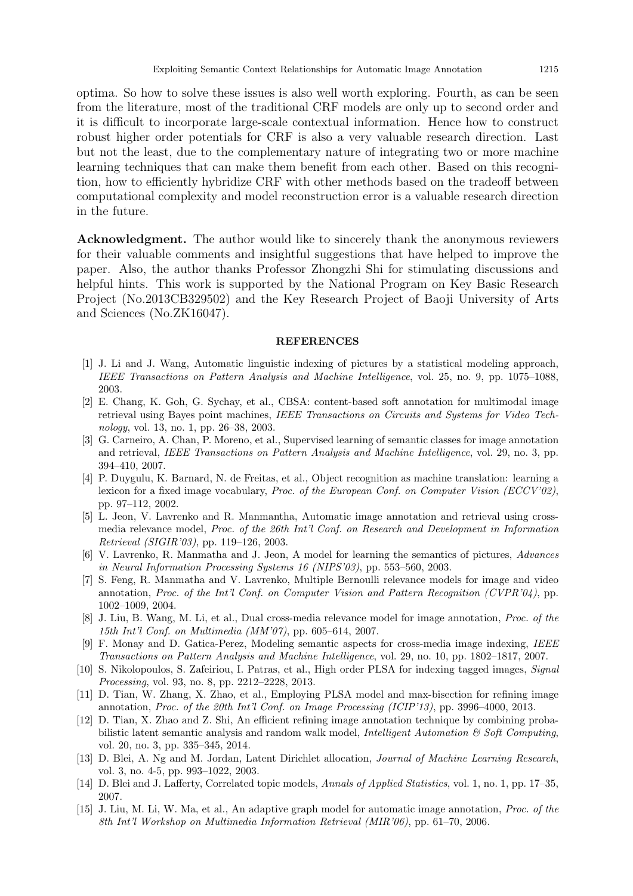optima. So how to solve these issues is also well worth exploring. Fourth, as can be seen from the literature, most of the traditional CRF models are only up to second order and it is difficult to incorporate large-scale contextual information. Hence how to construct robust higher order potentials for CRF is also a very valuable research direction. Last but not the least, due to the complementary nature of integrating two or more machine learning techniques that can make them benefit from each other. Based on this recognition, how to efficiently hybridize CRF with other methods based on the tradeoff between computational complexity and model reconstruction error is a valuable research direction in the future.

**Acknowledgment.** The author would like to sincerely thank the anonymous reviewers for their valuable comments and insightful suggestions that have helped to improve the paper. Also, the author thanks Professor Zhongzhi Shi for stimulating discussions and helpful hints. This work is supported by the National Program on Key Basic Research Project (No.2013CB329502) and the Key Research Project of Baoji University of Arts and Sciences (No.ZK16047).

## REFERENCES

[1] J. Li and J. Wang, Automatic linguistic indexing of pictures by a statistical modeling approach, *IEEE Transactions on Pattern Analysis and Machine Intelligence*, vol. 25, no. 9, pp. 1075–1088, 2003.

[2] E. Chang, K. Goh, G. Sychay, et al., CBSA: content-based soft annotation for multimodal image retrieval using Bayes point machines, *IEEE Transactions on Circuits and Systems for Video Technology*, vol. 13, no. 1, pp. 26–38, 2003.

[3] G. Carneiro, A. Chan, P. Moreno, et al., Supervised learning of semantic classes for image annotation and retrieval, *IEEE Transactions on Pattern Analysis and Machine Intelligence*, vol. 29, no. 3, pp. 394–410, 2007.

[4] P. Duygulu, K. Barnard, N. de Freitas, et al., Object recognition as machine translation: learning a lexicon for a fixed image vocabulary, *Proc. of the European Conf. on Computer Vision (ECCV'02)*, pp. 97–112, 2002.

[5] L. Jeon, V. Lavrenko and R. Manmantha, Automatic image annotation and retrieval using cross-media relevance model, *Proc. of the 26th Int'l Conf. on Research and Development in Information Retrieval (SIGIR'03)*, pp. 119–126, 2003.

[6] V. Lavrenko, R. Manmatha and J. Jeon, A model for learning the semantics of pictures, *Advances in Neural Information Processing Systems 16 (NIPS'03)*, pp. 553–560, 2003.

[7] S. Feng, R. Manmatha and V. Lavrenko, Multiple Bernoulli relevance models for image and video annotation, *Proc. of the Int'l Conf. on Computer Vision and Pattern Recognition (CVPR'04)*, pp. 1002–1009, 2004.

[8] J. Liu, B. Wang, M. Li, et al., Dual cross-media relevance model for image annotation, *Proc. of the 15th Int'l Conf. on Multimedia (MM'07)*, pp. 605–614, 2007.

[9] F. Monay and D. Gatica-Perez, Modeling semantic aspects for cross-media image indexing, *IEEE Transactions on Pattern Analysis and Machine Intelligence*, vol. 29, no. 10, pp. 1802–1817, 2007.

[10] S. Nikolopoulos, S. Zafeiriou, I. Patras, et al., High order PLSA for indexing tagged images, *Signal Processing*, vol. 93, no. 8, pp. 2212–2228, 2013.

[11] D. Tian, W. Zhang, X. Zhao, et al., Employing PLSA model and max-bisection for refining image annotation, *Proc. of the 20th Int'l Conf. on Image Processing (ICIP'13)*, pp. 3996–4000, 2013.

[12] D. Tian, X. Zhao and Z. Shi, An efficient refining image annotation technique by combining probabilistic latent semantic analysis and random walk model, *Intelligent Automation & Soft Computing*, vol. 20, no. 3, pp. 335–345, 2014.

[13] D. Blei, A. Ng and M. Jordan, Latent Dirichlet allocation, *Journal of Machine Learning Research*, vol. 3, no. 4-5, pp. 993–1022, 2003.

[14] D. Blei and J. Lafferty, Correlated topic models, *Annals of Applied Statistics*, vol. 1, no. 1, pp. 17–35, 2007.

[15] J. Liu, M. Li, W. Ma, et al., An adaptive graph model for automatic image annotation, *Proc. of the 8th Int'l Workshop on Multimedia Information Retrieval (MIR'06)*, pp. 61–70, 2006.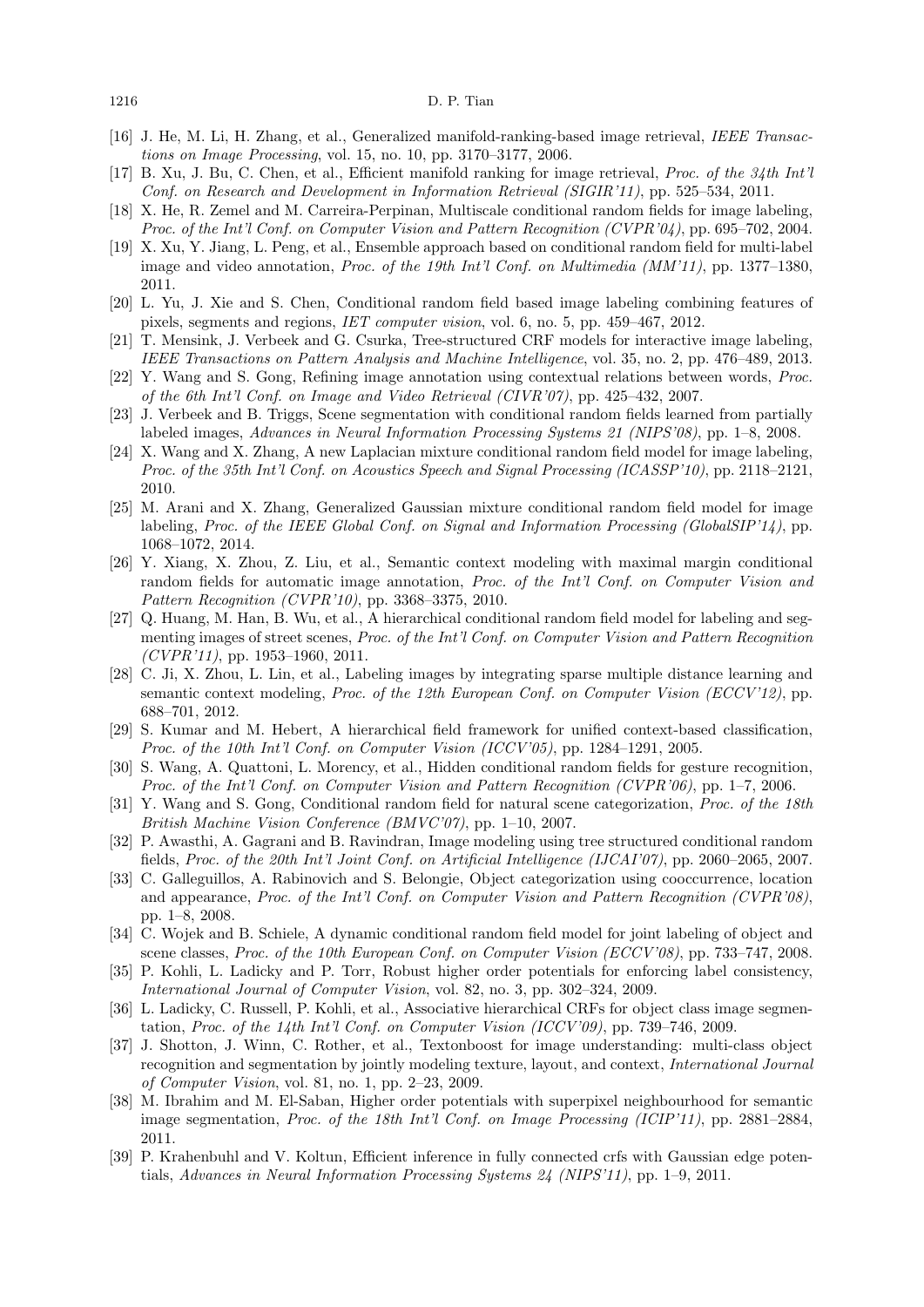[16] J. He, M. Li, H. Zhang, et al., Generalized manifold-ranking-based image retrieval, *IEEE Transactions on Image Processing*, vol. 15, no. 10, pp. 3170–3177, 2006.

[17] B. Xu, J. Bu, C. Chen, et al., Efficient manifold ranking for image retrieval, *Proc. of the 34th Int'l Conf. on Research and Development in Information Retrieval (SIGIR'11)*, pp. 525–534, 2011.

[18] X. He, R. Zemel and M. Carreira-Perpinan, Multiscale conditional random fields for image labeling, *Proc. of the Int'l Conf. on Computer Vision and Pattern Recognition (CVPR'04)*, pp. 695–702, 2004.

[19] X. Xu, Y. Jiang, L. Peng, et al., Ensemble approach based on conditional random field for multi-label image and video annotation, *Proc. of the 19th Int'l Conf. on Multimedia (MM'11)*, pp. 1377–1380, 2011.

[20] L. Yu, J. Xie and S. Chen, Conditional random field based image labeling combining features of pixels, segments and regions, *IET computer vision*, vol. 6, no. 5, pp. 459–467, 2012.

[21] T. Mensink, J. Verbeek and G. Csurka, Tree-structured CRF models for interactive image labeling, *IEEE Transactions on Pattern Analysis and Machine Intelligence*, vol. 35, no. 2, pp. 476–489, 2013.

[22] Y. Wang and S. Gong, Refining image annotation using contextual relations between words, *Proc. of the 6th Int'l Conf. on Image and Video Retrieval (CIVR'07)*, pp. 425–432, 2007.

[23] J. Verbeek and B. Triggs, Scene segmentation with conditional random fields learned from partially labeled images, *Advances in Neural Information Processing Systems 21 (NIPS'08)*, pp. 1–8, 2008.

[24] X. Wang and X. Zhang, A new Laplacian mixture conditional random field model for image labeling, *Proc. of the 35th Int'l Conf. on Acoustics Speech and Signal Processing (ICASSP'10)*, pp. 2118–2121, 2010.

[25] M. Arani and X. Zhang, Generalized Gaussian mixture conditional random field model for image labeling, *Proc. of the IEEE Global Conf. on Signal and Information Processing (GlobalSIP'14)*, pp. 1068–1072, 2014.

[26] Y. Xiang, X. Zhou, Z. Liu, et al., Semantic context modeling with maximal margin conditional random fields for automatic image annotation, *Proc. of the Int'l Conf. on Computer Vision and Pattern Recognition (CVPR'10)*, pp. 3368–3375, 2010.

[27] Q. Huang, M. Han, B. Wu, et al., A hierarchical conditional random field model for labeling and segmenting images of street scenes, *Proc. of the Int'l Conf. on Computer Vision and Pattern Recognition (CVPR'11)*, pp. 1953–1960, 2011.

[28] C. Ji, X. Zhou, L. Lin, et al., Labeling images by integrating sparse multiple distance learning and semantic context modeling, *Proc. of the 12th European Conf. on Computer Vision (ECCV'12)*, pp. 688–701, 2012.

[29] S. Kumar and M. Hebert, A hierarchical field framework for unified context-based classification, *Proc. of the 10th Int'l Conf. on Computer Vision (ICCV'05)*, pp. 1284–1291, 2005.

[30] S. Wang, A. Quattoni, L. Morency, et al., Hidden conditional random fields for gesture recognition, *Proc. of the Int'l Conf. on Computer Vision and Pattern Recognition (CVPR'06)*, pp. 1–7, 2006.

[31] Y. Wang and S. Gong, Conditional random field for natural scene categorization, *Proc. of the 18th British Machine Vision Conference (BMVC'07)*, pp. 1–10, 2007.

[32] P. Awasthi, A. Gagrani and B. Ravindran, Image modeling using tree structured conditional random fields, *Proc. of the 20th Int'l Joint Conf. on Artificial Intelligence (IJCAI'07)*, pp. 2060–2065, 2007.

[33] C. Galleguillos, A. Rabinovich and S. Belongie, Object categorization using cooccurrence, location and appearance, *Proc. of the Int'l Conf. on Computer Vision and Pattern Recognition (CVPR'08)*, pp. 1–8, 2008.

[34] C. Wojek and B. Schiele, A dynamic conditional random field model for joint labeling of object and scene classes, *Proc. of the 10th European Conf. on Computer Vision (ECCV'08)*, pp. 733–747, 2008.

[35] P. Kohli, L. Ladicky and P. Torr, Robust higher order potentials for enforcing label consistency, *International Journal of Computer Vision*, vol. 82, no. 3, pp. 302–324, 2009.

[36] L. Ladicky, C. Russell, P. Kohli, et al., Associative hierarchical CRFs for object class image segmentation, *Proc. of the 14th Int'l Conf. on Computer Vision (ICCV'09)*, pp. 739–746, 2009.

[37] J. Shotton, J. Winn, C. Rother, et al., Textonboost for image understanding: multi-class object recognition and segmentation by jointly modeling texture, layout, and context, *International Journal of Computer Vision*, vol. 81, no. 1, pp. 2–23, 2009.

[38] M. Ibrahim and M. El-Saban, Higher order potentials with superpixel neighbourhood for semantic image segmentation, *Proc. of the 18th Int'l Conf. on Image Processing (ICIP'11)*, pp. 2881–2884, 2011.

[39] P. Krahenbuhl and V. Koltun, Efficient inference in fully connected crfs with Gaussian edge potentials, *Advances in Neural Information Processing Systems 24 (NIPS'11)*, pp. 1–9, 2011.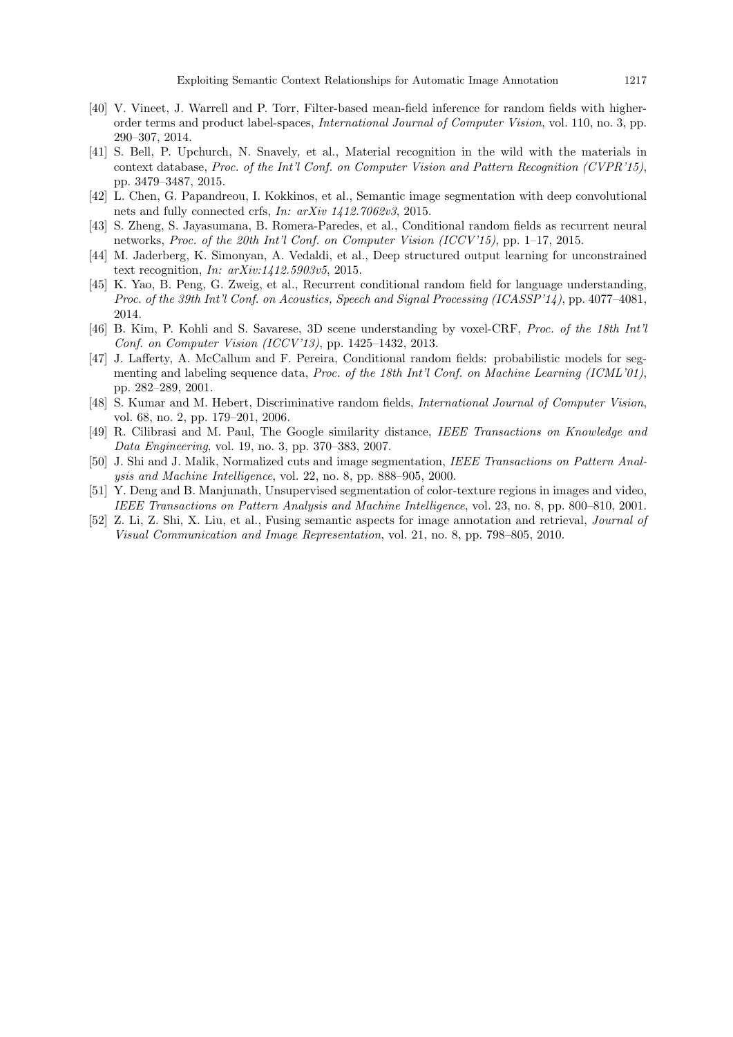[40] V. Vineet, J. Warrell and P. Torr, Filter-based mean-field inference for random fields with higher-order terms and product label-spaces, *International Journal of Computer Vision*, vol. 110, no. 3, pp. 290–307, 2014.

[41] S. Bell, P. Upchurch, N. Snavely, et al., Material recognition in the wild with the materials in context database, *Proc. of the Int'l Conf. on Computer Vision and Pattern Recognition (CVPR'15)*, pp. 3479–3487, 2015.

[42] L. Chen, G. Papandreou, I. Kokkinos, et al., Semantic image segmentation with deep convolutional nets and fully connected crfs, *In: arXiv 1412.7062v3*, 2015.

[43] S. Zheng, S. Jayasumana, B. Romera-Paredes, et al., Conditional random fields as recurrent neural networks, *Proc. of the 20th Int'l Conf. on Computer Vision (ICCV'15)*, pp. 1–17, 2015.

[44] M. Jaderberg, K. Simonyan, A. Vedaldi, et al., Deep structured output learning for unconstrained text recognition, *In: arXiv:1412.5903v5*, 2015.

[45] K. Yao, B. Peng, G. Zweig, et al., Recurrent conditional random field for language understanding, *Proc. of the 39th Int'l Conf. on Acoustics, Speech and Signal Processing (ICASSP'14)*, pp. 4077–4081, 2014.

[46] B. Kim, P. Kohli and S. Savarese, 3D scene understanding by voxel-CRF, *Proc. of the 18th Int'l Conf. on Computer Vision (ICCV'13)*, pp. 1425–1432, 2013.

[47] J. Lafferty, A. McCallum and F. Pereira, Conditional random fields: probabilistic models for segmenting and labeling sequence data, *Proc. of the 18th Int'l Conf. on Machine Learning (ICML'01)*, pp. 282–289, 2001.

[48] S. Kumar and M. Hebert, Discriminative random fields, *International Journal of Computer Vision*, vol. 68, no. 2, pp. 179–201, 2006.

[49] R. Cilibrasi and M. Paul, The Google similarity distance, *IEEE Transactions on Knowledge and Data Engineering*, vol. 19, no. 3, pp. 370–383, 2007.

[50] J. Shi and J. Malik, Normalized cuts and image segmentation, *IEEE Transactions on Pattern Analysis and Machine Intelligence*, vol. 22, no. 8, pp. 888–905, 2000.

[51] Y. Deng and B. Manjunath, Unsupervised segmentation of color-texture regions in images and video, *IEEE Transactions on Pattern Analysis and Machine Intelligence*, vol. 23, no. 8, pp. 800–810, 2001.

[52] Z. Li, Z. Shi, X. Liu, et al., Fusing semantic aspects for image annotation and retrieval, *Journal of Visual Communication and Image Representation*, vol. 21, no. 8, pp. 798–805, 2010.